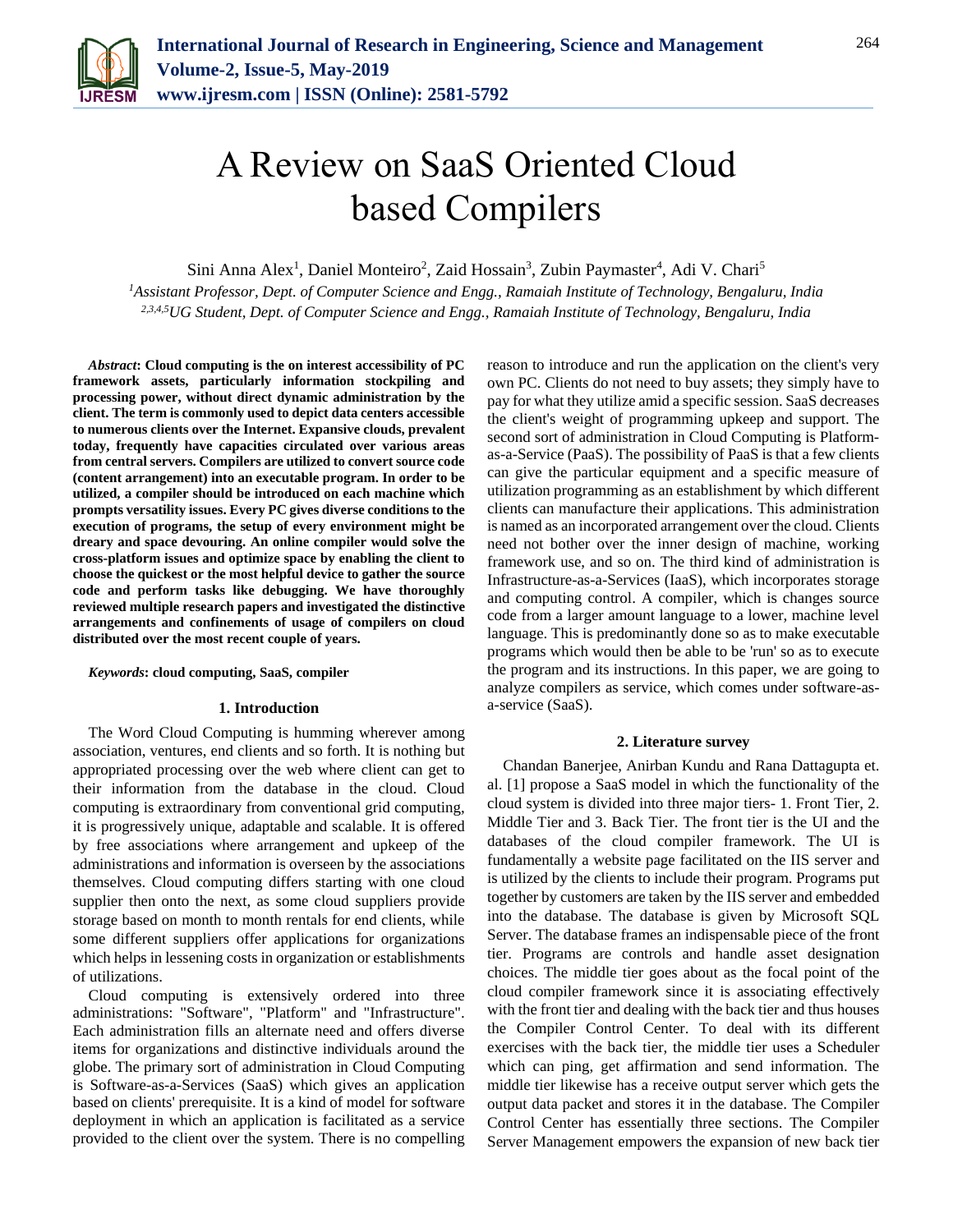# A Review on SaaS Oriented Cloud based Compilers

Sini Anna Alex[1], Daniel Monteiro[2], Zaid Hossain[3], Zubin Paymaster[4], Adi V. Chari[5]

[1]*Assistant Professor, Dept. of Computer Science and Engg., Ramaiah Institute of Technology, Bengaluru, India*
[2,3,4,5]*UG Student, Dept. of Computer Science and Engg., Ramaiah Institute of Technology, Bengaluru, India*

***Abstract*: Cloud computing is the on interest accessibility of PC framework assets, particularly information stockpiling and processing power, without direct dynamic administration by the client. The term is commonly used to depict data centers accessible to numerous clients over the Internet. Expansive clouds, prevalent today, frequently have capacities circulated over various areas from central servers. Compilers are utilized to convert source code (content arrangement) into an executable program. In order to be utilized, a compiler should be introduced on each machine which prompts versatility issues. Every PC gives diverse conditions to the execution of programs, the setup of every environment might be dreary and space devouring. An online compiler would solve the cross-platform issues and optimize space by enabling the client to choose the quickest or the most helpful device to gather the source code and perform tasks like debugging. We have thoroughly reviewed multiple research papers and investigated the distinctive arrangements and confinements of usage of compilers on cloud distributed over the most recent couple of years.**

***Keywords*: cloud computing, SaaS, compiler**

## 1. Introduction

The Word Cloud Computing is humming wherever among association, ventures, end clients and so forth. It is nothing but appropriated processing over the web where client can get to their information from the database in the cloud. Cloud computing is extraordinary from conventional grid computing, it is progressively unique, adaptable and scalable. It is offered by free associations where arrangement and upkeep of the administrations and information is overseen by the associations themselves. Cloud computing differs starting with one cloud supplier then onto the next, as some cloud suppliers provide storage based on month to month rentals for end clients, while some different suppliers offer applications for organizations which helps in lessening costs in organization or establishments of utilizations.

Cloud computing is extensively ordered into three administrations: "Software", "Platform" and "Infrastructure". Each administration fills an alternate need and offers diverse items for organizations and distinctive individuals around the globe. The primary sort of administration in Cloud Computing is Software-as-a-Services (SaaS) which gives an application based on clients' prerequisite. It is a kind of model for software deployment in which an application is facilitated as a service provided to the client over the system. There is no compelling reason to introduce and run the application on the client's very own PC. Clients do not need to buy assets; they simply have to pay for what they utilize amid a specific session. SaaS decreases the client's weight of programming upkeep and support. The second sort of administration in Cloud Computing is Platform-as-a-Service (PaaS). The possibility of PaaS is that a few clients can give the particular equipment and a specific measure of utilization programming as an establishment by which different clients can manufacture their applications. This administration is named as an incorporated arrangement over the cloud. Clients need not bother over the inner design of machine, working framework use, and so on. The third kind of administration is Infrastructure-as-a-Services (IaaS), which incorporates storage and computing control. A compiler, which is changes source code from a larger amount language to a lower, machine level language. This is predominantly done so as to make executable programs which would then be able to be 'run' so as to execute the program and its instructions. In this paper, we are going to analyze compilers as service, which comes under software-as-a-service (SaaS).

## 2. Literature survey

Chandan Banerjee, Anirban Kundu and Rana Dattagupta et. al. [1] propose a SaaS model in which the functionality of the cloud system is divided into three major tiers- 1. Front Tier, 2. Middle Tier and 3. Back Tier. The front tier is the UI and the databases of the cloud compiler framework. The UI is fundamentally a website page facilitated on the IIS server and is utilized by the clients to include their program. Programs put together by customers are taken by the IIS server and embedded into the database. The database is given by Microsoft SQL Server. The database frames an indispensable piece of the front tier. Programs are controls and handle asset designation choices. The middle tier goes about as the focal point of the cloud compiler framework since it is associating effectively with the front tier and dealing with the back tier and thus houses the Compiler Control Center. To deal with its different exercises with the back tier, the middle tier uses a Scheduler which can ping, get affirmation and send information. The middle tier likewise has a receive output server which gets the output data packet and stores it in the database. The Compiler Control Center has essentially three sections. The Compiler Server Management empowers the expansion of new back tier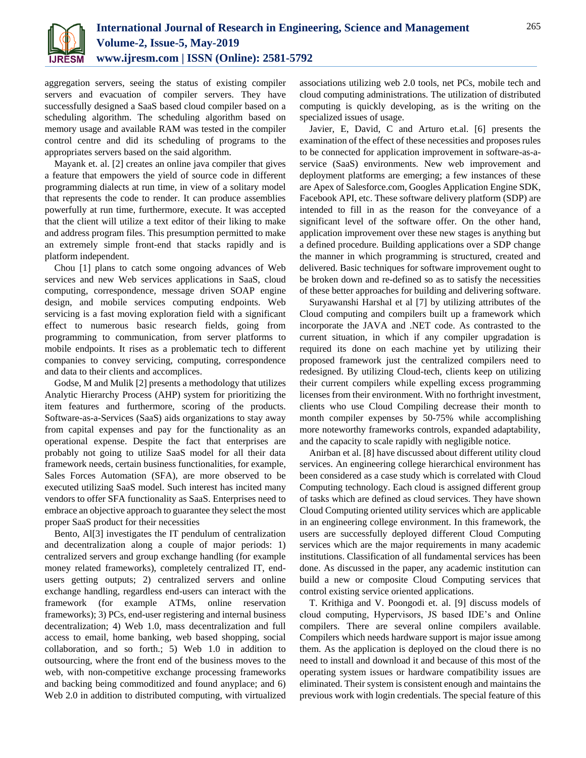aggregation servers, seeing the status of existing compiler servers and evacuation of compiler servers. They have successfully designed a SaaS based cloud compiler based on a scheduling algorithm. The scheduling algorithm based on memory usage and available RAM was tested in the compiler control centre and did its scheduling of programs to the appropriates servers based on the said algorithm.

Mayank et. al. [2] creates an online java compiler that gives a feature that empowers the yield of source code in different programming dialects at run time, in view of a solitary model that represents the code to render. It can produce assemblies powerfully at run time, furthermore, execute. It was accepted that the client will utilize a text editor of their liking to make and address program files. This presumption permitted to make an extremely simple front-end that stacks rapidly and is platform independent.

Chou [1] plans to catch some ongoing advances of Web services and new Web services applications in SaaS, cloud computing, correspondence, message driven SOAP engine design, and mobile services computing endpoints. Web servicing is a fast moving exploration field with a significant effect to numerous basic research fields, going from programming to communication, from server platforms to mobile endpoints. It rises as a problematic tech to different companies to convey servicing, computing, correspondence and data to their clients and accomplices.

Godse, M and Mulik [2] presents a methodology that utilizes Analytic Hierarchy Process (AHP) system for prioritizing the item features and furthermore, scoring of the products. Software-as-a-Services (SaaS) aids organizations to stay away from capital expenses and pay for the functionality as an operational expense. Despite the fact that enterprises are probably not going to utilize SaaS model for all their data framework needs, certain business functionalities, for example, Sales Forces Automation (SFA), are more observed to be executed utilizing SaaS model. Such interest has incited many vendors to offer SFA functionality as SaaS. Enterprises need to embrace an objective approach to guarantee they select the most proper SaaS product for their necessities

Bento, Al[3] investigates the IT pendulum of centralization and decentralization along a couple of major periods: 1) centralized servers and group exchange handling (for example money related frameworks), completely centralized IT, end-users getting outputs; 2) centralized servers and online exchange handling, regardless end-users can interact with the framework (for example ATMs, online reservation frameworks); 3) PCs, end-user registering and internal business decentralization; 4) Web 1.0, mass decentralization and full access to email, home banking, web based shopping, social collaboration, and so forth.; 5) Web 1.0 in addition to outsourcing, where the front end of the business moves to the web, with non-competitive exchange processing frameworks and backing being commoditized and found anyplace; and 6) Web 2.0 in addition to distributed computing, with virtualized associations utilizing web 2.0 tools, net PCs, mobile tech and cloud computing administrations. The utilization of distributed computing is quickly developing, as is the writing on the specialized issues of usage.

Javier, E, David, C and Arturo et.al. [6] presents the examination of the effect of these necessities and proposes rules to be connected for application improvement in software-as-a-service (SaaS) environments. New web improvement and deployment platforms are emerging; a few instances of these are Apex of Salesforce.com, Googles Application Engine SDK, Facebook API, etc. These software delivery platform (SDP) are intended to fill in as the reason for the conveyance of a significant level of the software offer. On the other hand, application improvement over these new stages is anything but a defined procedure. Building applications over a SDP change the manner in which programming is structured, created and delivered. Basic techniques for software improvement ought to be broken down and re-defined so as to satisfy the necessities of these better approaches for building and delivering software.

Suryawanshi Harshal et al [7] by utilizing attributes of the Cloud computing and compilers built up a framework which incorporate the JAVA and .NET code. As contrasted to the current situation, in which if any compiler upgradation is required its done on each machine yet by utilizing their proposed framework just the centralized compilers need to redesigned. By utilizing Cloud-tech, clients keep on utilizing their current compilers while expelling excess programming licenses from their environment. With no forthright investment, clients who use Cloud Compiling decrease their month to month compiler expenses by 50-75% while accomplishing more noteworthy frameworks controls, expanded adaptability, and the capacity to scale rapidly with negligible notice.

Anirban et al. [8] have discussed about different utility cloud services. An engineering college hierarchical environment has been considered as a case study which is correlated with Cloud Computing technology. Each cloud is assigned different group of tasks which are defined as cloud services. They have shown Cloud Computing oriented utility services which are applicable in an engineering college environment. In this framework, the users are successfully deployed different Cloud Computing services which are the major requirements in many academic institutions. Classification of all fundamental services has been done. As discussed in the paper, any academic institution can build a new or composite Cloud Computing services that control existing service oriented applications.

T. Krithiga and V. Poongodi et. al. [9] discuss models of cloud computing, Hypervisors, JS based IDE's and Online compilers. There are several online compilers available. Compilers which needs hardware support is major issue among them. As the application is deployed on the cloud there is no need to install and download it and because of this most of the operating system issues or hardware compatibility issues are eliminated. Their system is consistent enough and maintains the previous work with login credentials. The special feature of this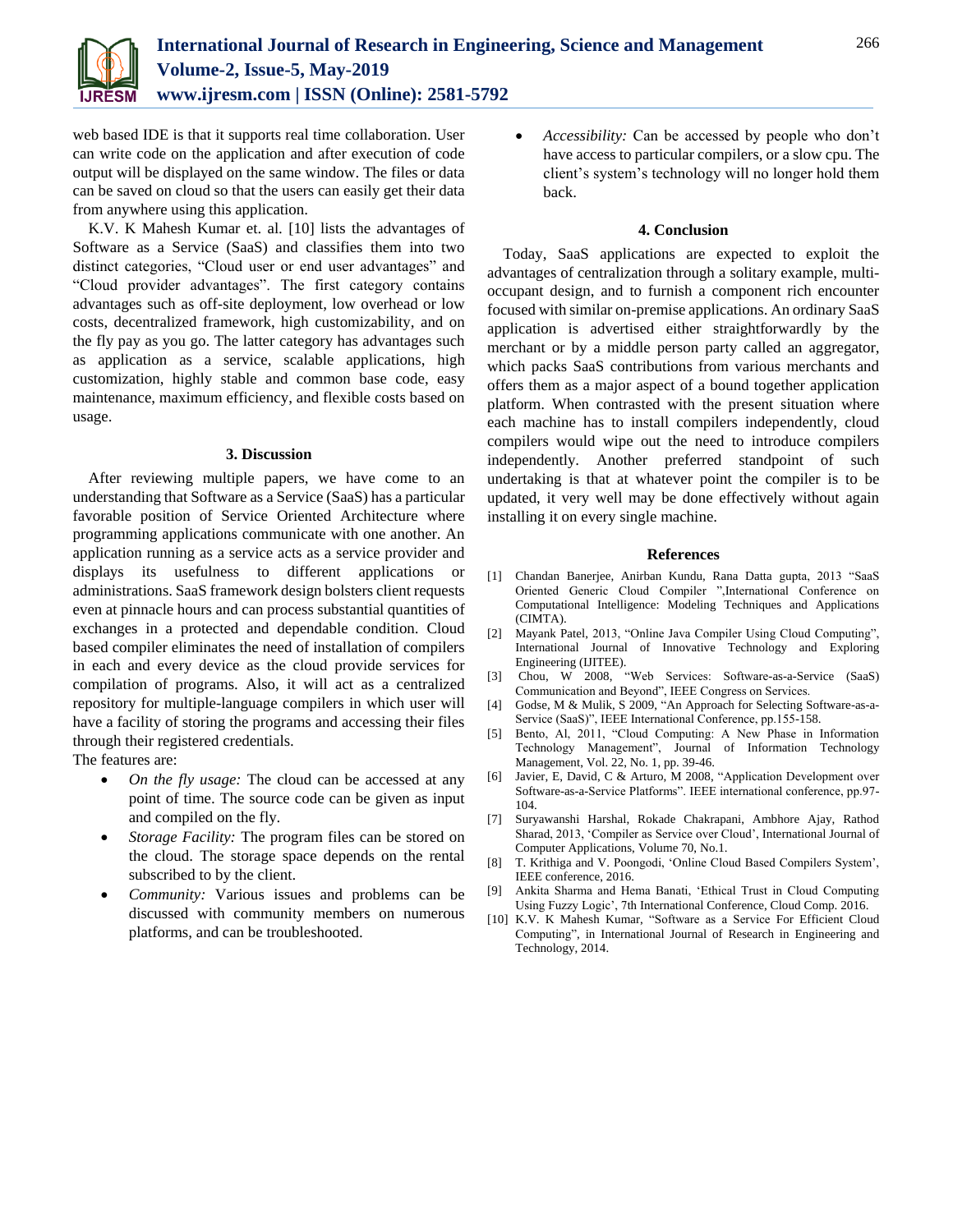web based IDE is that it supports real time collaboration. User can write code on the application and after execution of code output will be displayed on the same window. The files or data can be saved on cloud so that the users can easily get their data from anywhere using this application.

K.V. K Mahesh Kumar et. al. [10] lists the advantages of Software as a Service (SaaS) and classifies them into two distinct categories, "Cloud user or end user advantages" and "Cloud provider advantages". The first category contains advantages such as off-site deployment, low overhead or low costs, decentralized framework, high customizability, and on the fly pay as you go. The latter category has advantages such as application as a service, scalable applications, high customization, highly stable and common base code, easy maintenance, maximum efficiency, and flexible costs based on usage.

## 3. Discussion

After reviewing multiple papers, we have come to an understanding that Software as a Service (SaaS) has a particular favorable position of Service Oriented Architecture where programming applications communicate with one another. An application running as a service acts as a service provider and displays its usefulness to different applications or administrations. SaaS framework design bolsters client requests even at pinnacle hours and can process substantial quantities of exchanges in a protected and dependable condition. Cloud based compiler eliminates the need of installation of compilers in each and every device as the cloud provide services for compilation of programs. Also, it will act as a centralized repository for multiple-language compilers in which user will have a facility of storing the programs and accessing their files through their registered credentials.

The features are:

- *On the fly usage:* The cloud can be accessed at any point of time. The source code can be given as input and compiled on the fly.
- *Storage Facility:* The program files can be stored on the cloud. The storage space depends on the rental subscribed to by the client.
- *Community:* Various issues and problems can be discussed with community members on numerous platforms, and can be troubleshooted.
- *Accessibility:* Can be accessed by people who don't have access to particular compilers, or a slow cpu. The client's system's technology will no longer hold them back.

## 4. Conclusion

Today, SaaS applications are expected to exploit the advantages of centralization through a solitary example, multi-occupant design, and to furnish a component rich encounter focused with similar on-premise applications. An ordinary SaaS application is advertised either straightforwardly by the merchant or by a middle person party called an aggregator, which packs SaaS contributions from various merchants and offers them as a major aspect of a bound together application platform. When contrasted with the present situation where each machine has to install compilers independently, cloud compilers would wipe out the need to introduce compilers independently. Another preferred standpoint of such undertaking is that at whatever point the compiler is to be updated, it very well may be done effectively without again installing it on every single machine.

## References

[1] Chandan Banerjee, Anirban Kundu, Rana Datta gupta, 2013 "SaaS Oriented Generic Cloud Compiler ",International Conference on Computational Intelligence: Modeling Techniques and Applications (CIMTA).

[2] Mayank Patel, 2013, "Online Java Compiler Using Cloud Computing", International Journal of Innovative Technology and Exploring Engineering (IJITEE).

[3] Chou, W 2008, "Web Services: Software-as-a-Service (SaaS) Communication and Beyond", IEEE Congress on Services.

[4] Godse, M & Mulik, S 2009, "An Approach for Selecting Software-as-a-Service (SaaS)", IEEE International Conference, pp.155-158.

[5] Bento, Al, 2011, "Cloud Computing: A New Phase in Information Technology Management", Journal of Information Technology Management, Vol. 22, No. 1, pp. 39-46.

[6] Javier, E, David, C & Arturo, M 2008, "Application Development over Software-as-a-Service Platforms". IEEE international conference, pp.97-104.

[7] Suryawanshi Harshal, Rokade Chakrapani, Ambhore Ajay, Rathod Sharad, 2013, 'Compiler as Service over Cloud', International Journal of Computer Applications, Volume 70, No.1.

[8] T. Krithiga and V. Poongodi, 'Online Cloud Based Compilers System', IEEE conference, 2016.

[9] Ankita Sharma and Hema Banati, 'Ethical Trust in Cloud Computing Using Fuzzy Logic', 7th International Conference, Cloud Comp. 2016.

[10] K.V. K Mahesh Kumar, "Software as a Service For Efficient Cloud Computing", in International Journal of Research in Engineering and Technology, 2014.